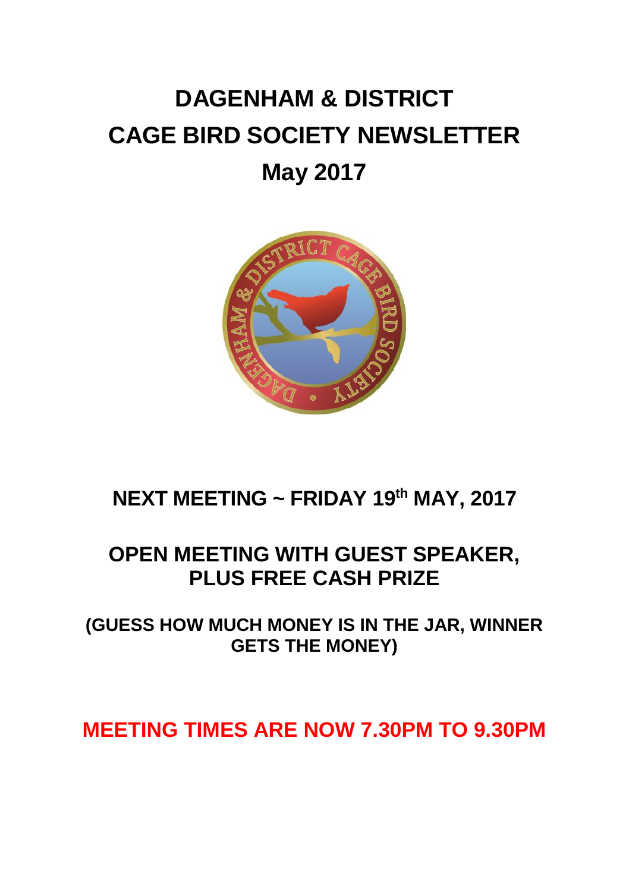# DAGENHAM & DISTRICT CAGE BIRD SOCIETY NEWSLETTER

# May 2017

## NEXT MEETING ~ FRIDAY 19th MAY, 2017

## OPEN MEETING WITH GUEST SPEAKER, PLUS FREE CASH PRIZE

### (GUESS HOW MUCH MONEY IS IN THE JAR, WINNER GETS THE MONEY)

## MEETING TIMES ARE NOW 7.30PM TO 9.30PM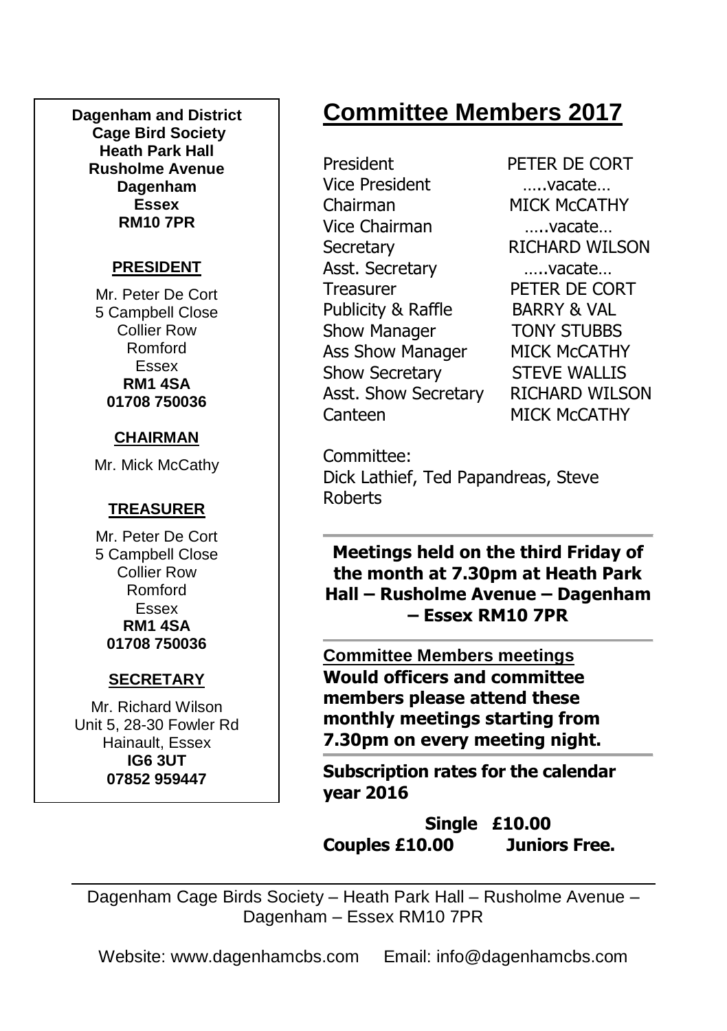**Dagenham and District Cage Bird Society**
**Heath Park Hall**
**Rusholme Avenue**
**Dagenham**
**Essex**
**RM10 7PR**

**PRESIDENT**

Mr. Peter De Cort
5 Campbell Close
Collier Row
Romford
Essex
**RM1 4SA**
**01708 750036**

**CHAIRMAN**

Mr. Mick McCathy

**TREASURER**

Mr. Peter De Cort
5 Campbell Close
Collier Row
Romford
Essex
**RM1 4SA**
**01708 750036**

**SECRETARY**

Mr. Richard Wilson
Unit 5, 28-30 Fowler Rd
Hainault, Essex
**IG6 3UT**
**07852 959447**

# Committee Members 2017

| | |
|---|---|
| President | PETER DE CORT |
| Vice President | …..vacate… |
| Chairman | MICK McCATHY |
| Vice Chairman | …..vacate… |
| Secretary | RICHARD WILSON |
| Asst. Secretary | …..vacate… |
| Treasurer | PETER DE CORT |
| Publicity & Raffle | BARRY & VAL |
| Show Manager | TONY STUBBS |
| Ass Show Manager | MICK McCATHY |
| Show Secretary | STEVE WALLIS |
| Asst. Show Secretary | RICHARD WILSON |
| Canteen | MICK McCATHY |

Committee:
Dick Lathief, Ted Papandreas, Steve Roberts

**Meetings held on the third Friday of the month at 7.30pm at Heath Park Hall – Rusholme Avenue – Dagenham – Essex RM10 7PR**

**Committee Members meetings**
**Would officers and committee members please attend these monthly meetings starting from 7.30pm on every meeting night.**

**Subscription rates for the calendar year 2016**

**Single £10.00**
**Couples £10.00 Juniors Free.**

Dagenham Cage Birds Society – Heath Park Hall – Rusholme Avenue – Dagenham – Essex RM10 7PR

Website: www.dagenhamcbs.com Email: info@dagenhamcbs.com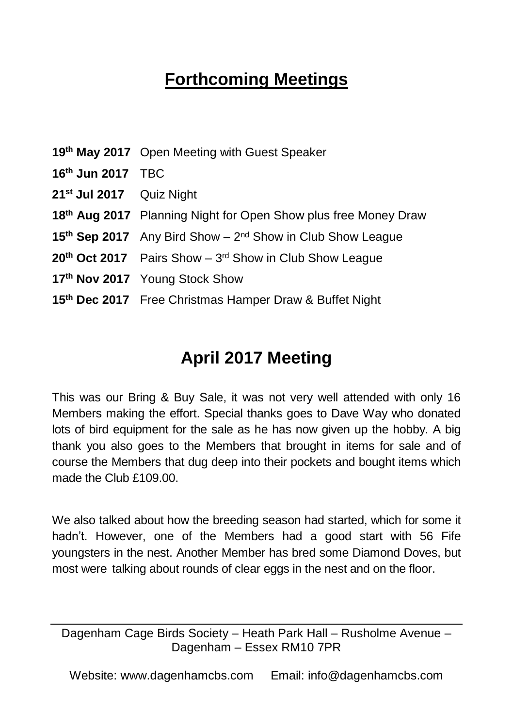# Forthcoming Meetings

**19th May 2017** Open Meeting with Guest Speaker

**16th Jun 2017** TBC

**21st Jul 2017** Quiz Night

**18th Aug 2017** Planning Night for Open Show plus free Money Draw

**15th Sep 2017** Any Bird Show – 2nd Show in Club Show League

**20th Oct 2017** Pairs Show – 3rd Show in Club Show League

**17th Nov 2017** Young Stock Show

**15th Dec 2017** Free Christmas Hamper Draw & Buffet Night

# April 2017 Meeting

This was our Bring & Buy Sale, it was not very well attended with only 16 Members making the effort. Special thanks goes to Dave Way who donated lots of bird equipment for the sale as he has now given up the hobby. A big thank you also goes to the Members that brought in items for sale and of course the Members that dug deep into their pockets and bought items which made the Club £109.00.

We also talked about how the breeding season had started, which for some it hadn't. However, one of the Members had a good start with 56 Fife youngsters in the nest. Another Member has bred some Diamond Doves, but most were talking about rounds of clear eggs in the nest and on the floor.

---

Dagenham Cage Birds Society – Heath Park Hall – Rusholme Avenue – Dagenham – Essex RM10 7PR

Website: www.dagenhamcbs.com Email: info@dagenhamcbs.com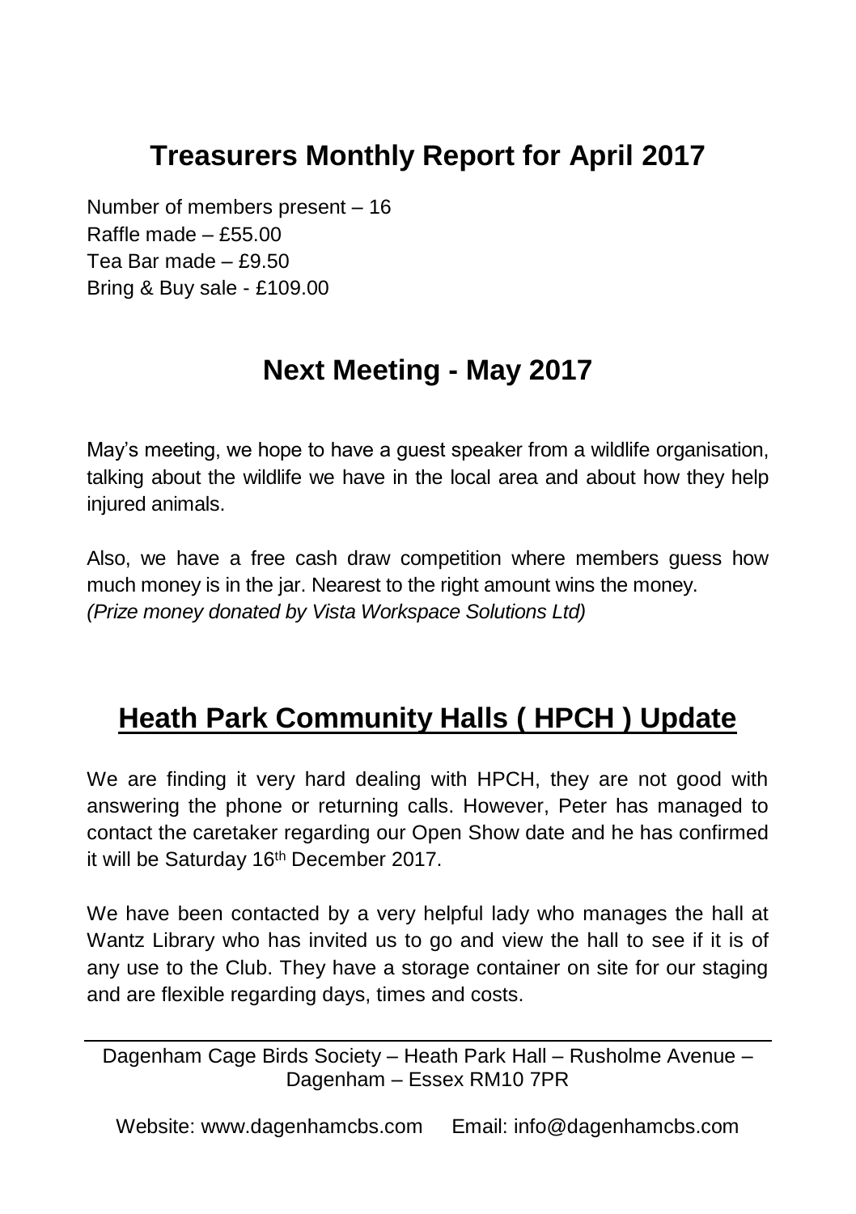## Treasurers Monthly Report for April 2017

Number of members present – 16
Raffle made – £55.00
Tea Bar made – £9.50
Bring & Buy sale - £109.00

## Next Meeting - May 2017

May's meeting, we hope to have a guest speaker from a wildlife organisation, talking about the wildlife we have in the local area and about how they help injured animals.

Also, we have a free cash draw competition where members guess how much money is in the jar. Nearest to the right amount wins the money.
*(Prize money donated by Vista Workspace Solutions Ltd)*

## Heath Park Community Halls ( HPCH ) Update

We are finding it very hard dealing with HPCH, they are not good with answering the phone or returning calls. However, Peter has managed to contact the caretaker regarding our Open Show date and he has confirmed it will be Saturday 16th December 2017.

We have been contacted by a very helpful lady who manages the hall at Wantz Library who has invited us to go and view the hall to see if it is of any use to the Club. They have a storage container on site for our staging and are flexible regarding days, times and costs.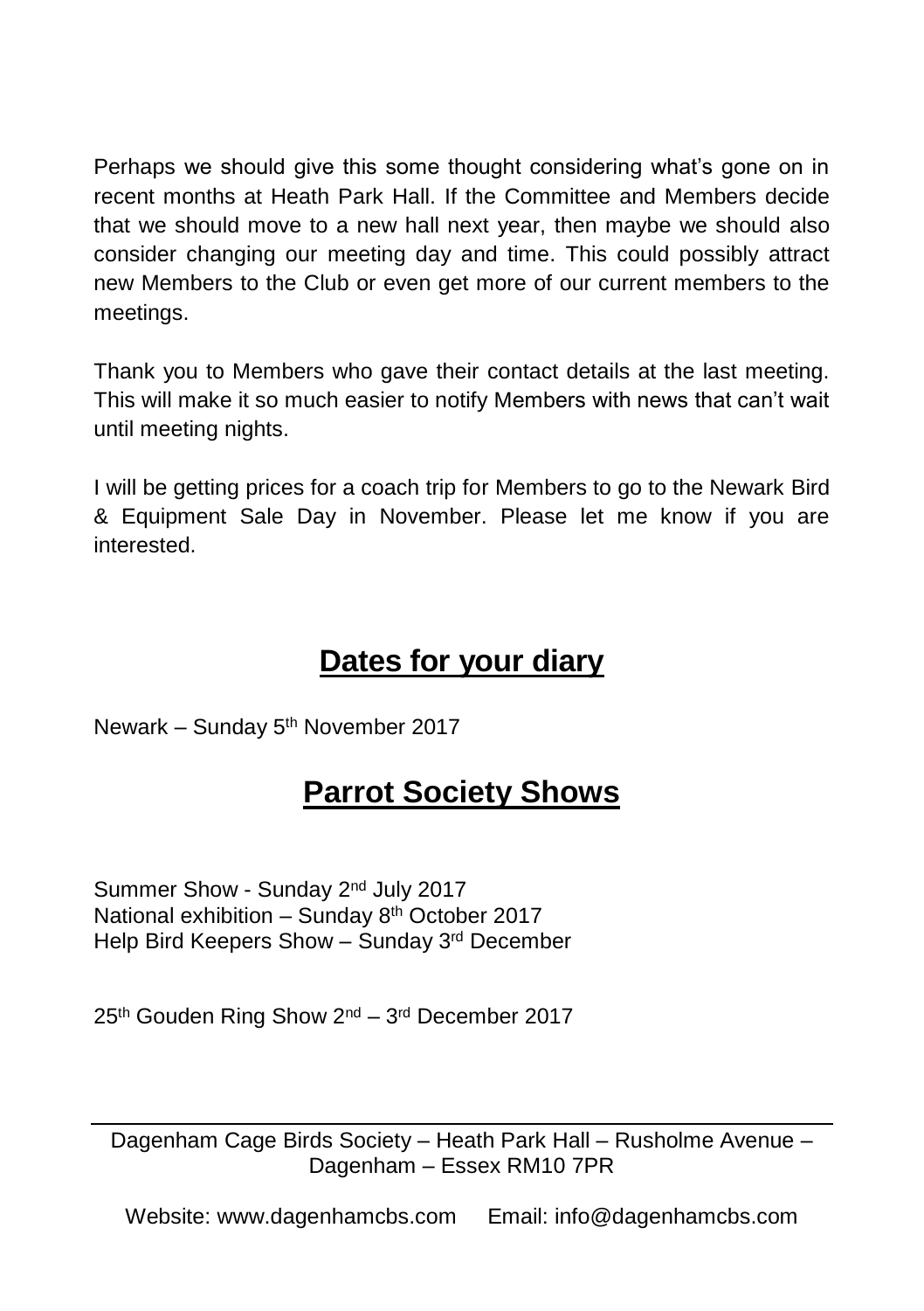Perhaps we should give this some thought considering what's gone on in recent months at Heath Park Hall. If the Committee and Members decide that we should move to a new hall next year, then maybe we should also consider changing our meeting day and time. This could possibly attract new Members to the Club or even get more of our current members to the meetings.

Thank you to Members who gave their contact details at the last meeting. This will make it so much easier to notify Members with news that can't wait until meeting nights.

I will be getting prices for a coach trip for Members to go to the Newark Bird & Equipment Sale Day in November. Please let me know if you are interested.

## Dates for your diary

Newark – Sunday 5th November 2017

## Parrot Society Shows

Summer Show - Sunday 2nd July 2017
National exhibition – Sunday 8th October 2017
Help Bird Keepers Show – Sunday 3rd December

25th Gouden Ring Show 2nd – 3rd December 2017

---

Dagenham Cage Birds Society – Heath Park Hall – Rusholme Avenue – Dagenham – Essex RM10 7PR

Website: www.dagenhamcbs.com Email: info@dagenhamcbs.com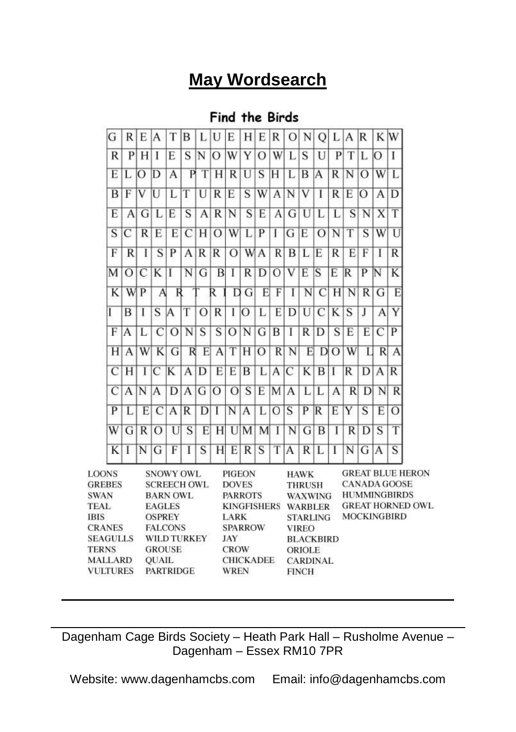# May Wordsearch

## Find the Birds

| G | R | E | A | T | B | L | U | E | H | E | R | O | N | Q | L | A | R | K | W |
|---|---|---|---|---|---|---|---|---|---|---|---|---|---|---|---|---|---|---|---|
| R | P | H | I | E | S | N | O | W | Y | O | W | L | S | U | P | T | L | O | I |
| E | L | O | D | A | P | T | H | R | U | S | H | L | B | A | R | N | O | W | L |
| B | F | V | U | L | T | U | R | E | S | W | A | N | V | I | R | E | O | A | D |
| E | A | G | L | E | S | A | R | N | S | E | A | G | U | L | L | S | N | X | T |
| S | C | R | E | E | C | H | O | W | L | P | I | G | E | O | N | T | S | W | U |
| F | R | I | S | P | A | R | R | O | W | A | R | B | L | E | R | E | F | I | R |
| M | O | C | K | I | N | G | B | I | R | D | O | V | E | S | E | R | P | N | K |
| K | W | P | A | R | T | R | I | D | G | E | F | I | N | C | H | N | R | G | E |
| I | B | I | S | A | T | O | R | I | O | L | E | D | U | C | K | S | J | A | Y |
| F | A | L | C | O | N | S | S | O | N | G | B | I | R | D | S | E | E | C | P |
| H | A | W | K | G | R | E | A | T | H | O | R | N | E | D | O | W | L | R | A |
| C | H | I | C | K | A | D | E | E | B | L | A | C | K | B | I | R | D | A | R |
| C | A | N | A | D | A | G | O | O | S | E | M | A | L | L | A | R | D | N | R |
| P | L | E | C | A | R | D | I | N | A | L | O | S | P | R | E | Y | S | E | O |
| W | G | R | O | U | S | E | H | U | M | M | I | N | G | B | I | R | D | S | T |
| K | I | N | G | F | I | S | H | E | R | S | T | A | R | L | I | N | G | A | S |

LOONS
GREBES
SWAN
TEAL
IBIS
CRANES
SEAGULLS
TERNS
MALLARD
VULTURES

SNOWY OWL
SCREECH OWL
BARN OWL
EAGLES
OSPREY
FALCONS
WILD TURKEY
GROUSE
QUAIL
PARTRIDGE

PIGEON
DOVES
PARROTS
KINGFISHERS
LARK
SPARROW
JAY
CROW
CHICKADEE
WREN

HAWK
THRUSH
WAXWING
WARBLER
STARLING
VIREO
BLACKBIRD
ORIOLE
CARDINAL
FINCH

GREAT BLUE HERON
CANADA GOOSE
HUMMINGBIRDS
GREAT HORNED OWL
MOCKINGBIRD

---

Dagenham Cage Birds Society – Heath Park Hall – Rusholme Avenue – Dagenham – Essex RM10 7PR

Website: www.dagenhamcbs.com Email: info@dagenhamcbs.com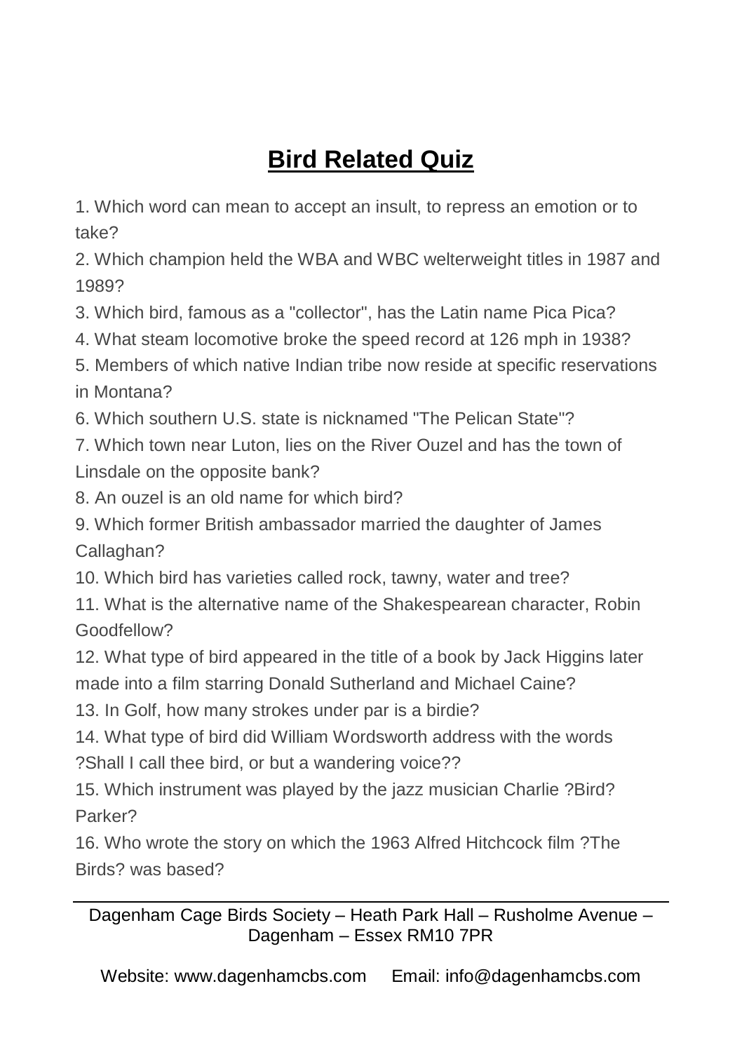# Bird Related Quiz

1. Which word can mean to accept an insult, to repress an emotion or to take?
2. Which champion held the WBA and WBC welterweight titles in 1987 and 1989?
3. Which bird, famous as a "collector", has the Latin name Pica Pica?
4. What steam locomotive broke the speed record at 126 mph in 1938?
5. Members of which native Indian tribe now reside at specific reservations in Montana?
6. Which southern U.S. state is nicknamed "The Pelican State"?
7. Which town near Luton, lies on the River Ouzel and has the town of Linsdale on the opposite bank?
8. An ouzel is an old name for which bird?
9. Which former British ambassador married the daughter of James Callaghan?
10. Which bird has varieties called rock, tawny, water and tree?
11. What is the alternative name of the Shakespearean character, Robin Goodfellow?
12. What type of bird appeared in the title of a book by Jack Higgins later made into a film starring Donald Sutherland and Michael Caine?
13. In Golf, how many strokes under par is a birdie?
14. What type of bird did William Wordsworth address with the words ?Shall I call thee bird, or but a wandering voice??
15. Which instrument was played by the jazz musician Charlie ?Bird? Parker?
16. Who wrote the story on which the 1963 Alfred Hitchcock film ?The Birds? was based?

Dagenham Cage Birds Society – Heath Park Hall – Rusholme Avenue – Dagenham – Essex RM10 7PR

Website: www.dagenhamcbs.com Email: info@dagenhamcbs.com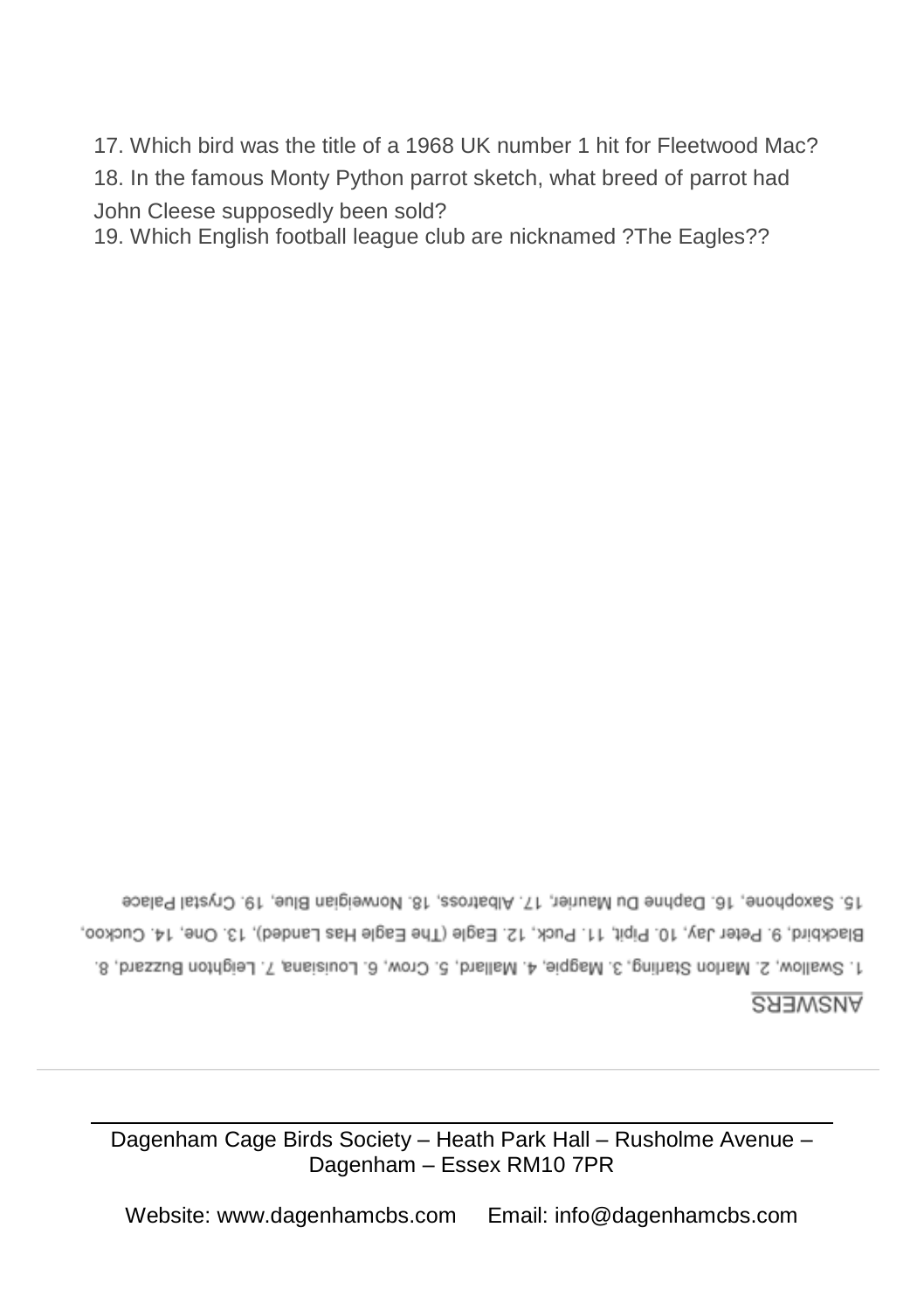17. Which bird was the title of a 1968 UK number 1 hit for Fleetwood Mac?

18. In the famous Monty Python parrot sketch, what breed of parrot had John Cleese supposedly been sold?

19. Which English football league club are nicknamed ?The Eagles??

ANSWERS

1. Swallow, 2. Marlon Starling, 3. Magpie, 4. Mallard, 5. Crow, 6. Louisiana, 7. Leighton Buzzard, 8. Blackbird, 9. Peter Jay, 10. Pipit, 11. Puck, 12. Eagle (The Eagle Has Landed), 13. One, 14. Cuckoo, 15. Saxophone, 16. Daphne Du Maurier, 17. Albatross, 18. Norweigian Blue, 19. Crystal Palace

Dagenham Cage Birds Society – Heath Park Hall – Rusholme Avenue – Dagenham – Essex RM10 7PR

Website: www.dagenhamcbs.com Email: info@dagenhamcbs.com